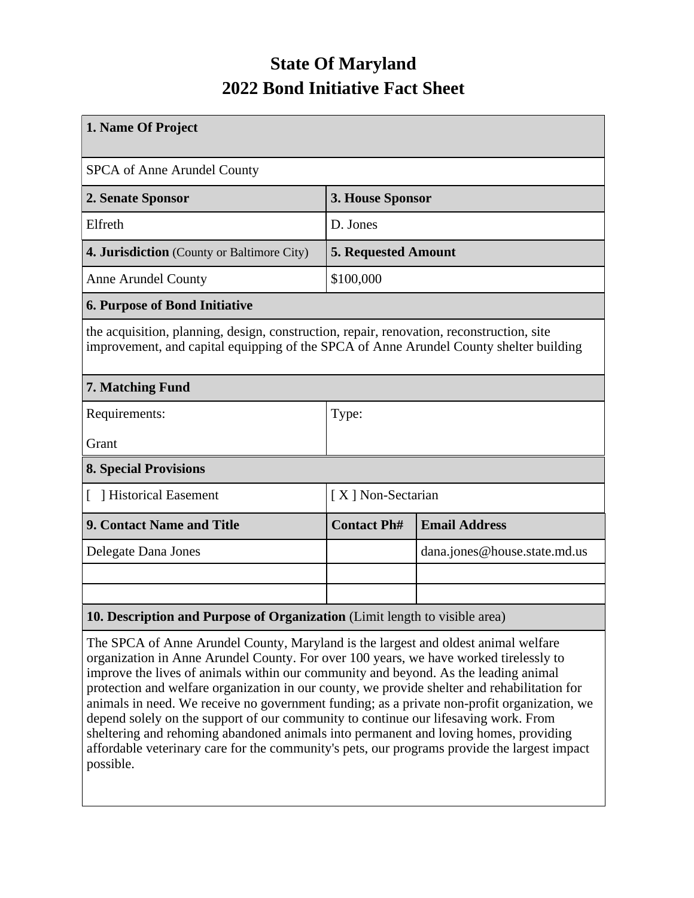# State Of Maryland
# 2022 Bond Initiative Fact Sheet

| **1. Name Of Project** | | |
|---|---|---|
| SPCA of Anne Arundel County | | |
| **2. Senate Sponsor** | **3. House Sponsor** | |
| Elfreth | D. Jones | |
| **4. Jurisdiction** (County or Baltimore City) | **5. Requested Amount** | |
| Anne Arundel County | $100,000 | |
| **6. Purpose of Bond Initiative** | | |
| the acquisition, planning, design, construction, repair, renovation, reconstruction, site improvement, and capital equipping of the SPCA of Anne Arundel County shelter building | | |
| **7. Matching Fund** | | |
| Requirements: Grant | Type: | |
| **8. Special Provisions** | | |
| [ ] Historical Easement | [ X ] Non-Sectarian | |
| **9. Contact Name and Title** | **Contact Ph#** | **Email Address** |
| Delegate Dana Jones | | dana.jones@house.state.md.us |
| | | |
| | | |
| **10. Description and Purpose of Organization** (Limit length to visible area) | | |
| The SPCA of Anne Arundel County, Maryland is the largest and oldest animal welfare organization in Anne Arundel County. For over 100 years, we have worked tirelessly to improve the lives of animals within our community and beyond. As the leading animal protection and welfare organization in our county, we provide shelter and rehabilitation for animals in need. We receive no government funding; as a private non-profit organization, we depend solely on the support of our community to continue our lifesaving work. From sheltering and rehoming abandoned animals into permanent and loving homes, providing affordable veterinary care for the community's pets, our programs provide the largest impact possible. | | |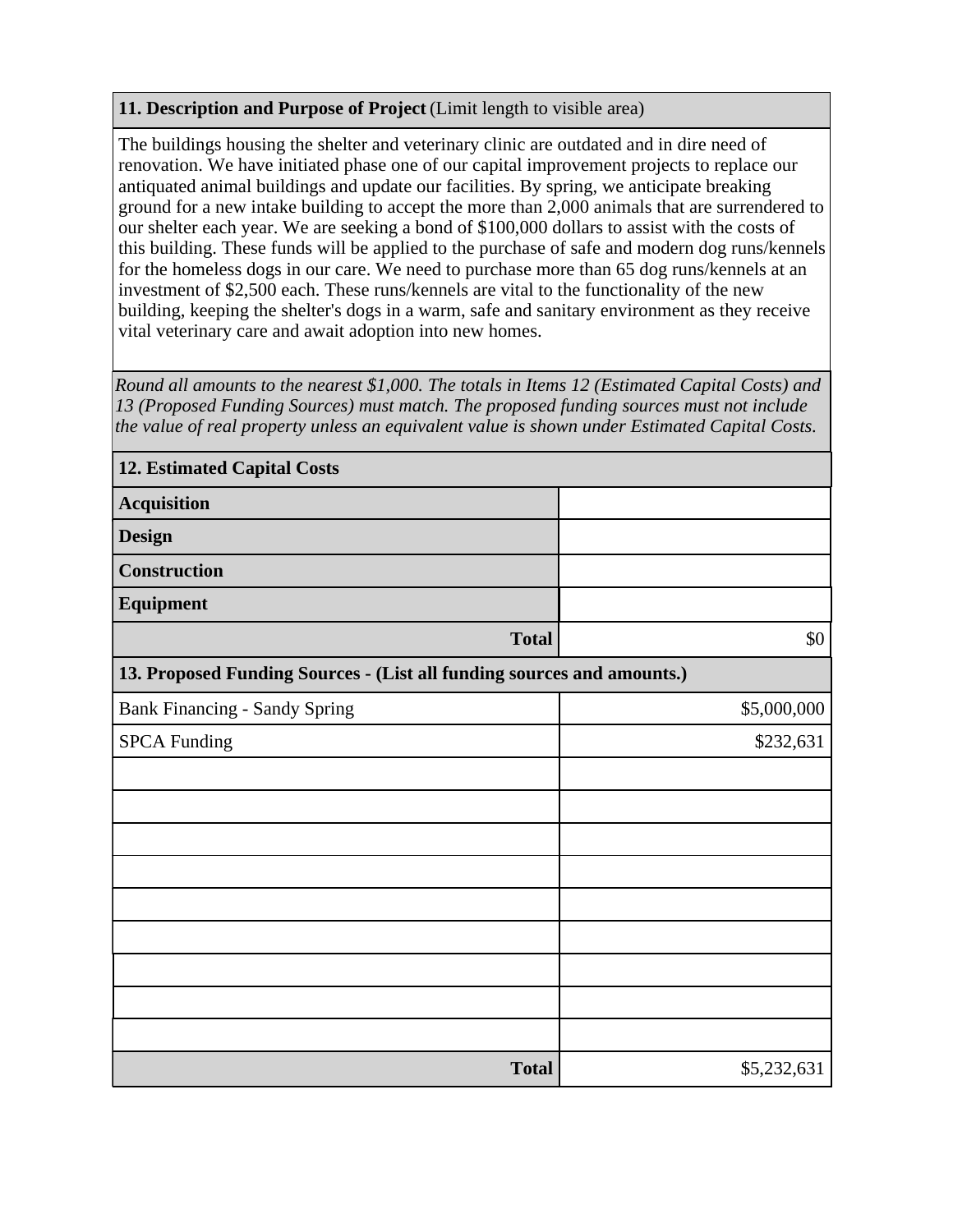**11. Description and Purpose of Project** (Limit length to visible area)

The buildings housing the shelter and veterinary clinic are outdated and in dire need of renovation. We have initiated phase one of our capital improvement projects to replace our antiquated animal buildings and update our facilities. By spring, we anticipate breaking ground for a new intake building to accept the more than 2,000 animals that are surrendered to our shelter each year. We are seeking a bond of $100,000 dollars to assist with the costs of this building. These funds will be applied to the purchase of safe and modern dog runs/kennels for the homeless dogs in our care. We need to purchase more than 65 dog runs/kennels at an investment of $2,500 each. These runs/kennels are vital to the functionality of the new building, keeping the shelter's dogs in a warm, safe and sanitary environment as they receive vital veterinary care and await adoption into new homes.

*Round all amounts to the nearest $1,000. The totals in Items 12 (Estimated Capital Costs) and 13 (Proposed Funding Sources) must match. The proposed funding sources must not include the value of real property unless an equivalent value is shown under Estimated Capital Costs.*

| 12. Estimated Capital Costs | |
|---|---|
| **Acquisition** | |
| **Design** | |
| **Construction** | |
| **Equipment** | |
| **Total** | $0 |

| 13. Proposed Funding Sources - (List all funding sources and amounts.) | |
|---|---|
| Bank Financing - Sandy Spring | $5,000,000 |
| SPCA Funding | $232,631 |
| | |
| | |
| | |
| | |
| | |
| | |
| | |
| | |
| | |
| **Total** | $5,232,631 |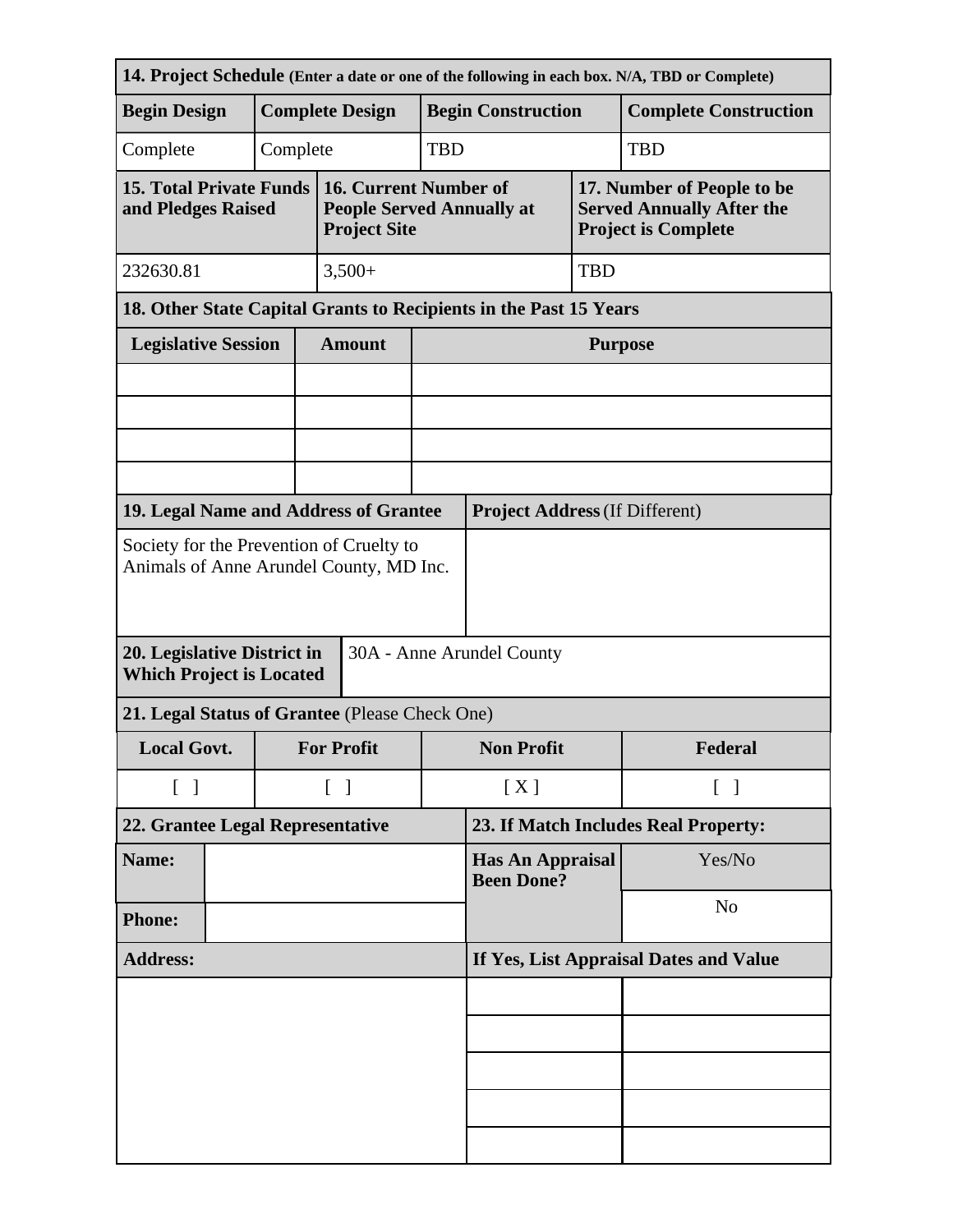| **14. Project Schedule** (Enter a date or one of the following in each box. N/A, TBD or Complete) | | | |
|---|---|---|---|
| **Begin Design** | **Complete Design** | **Begin Construction** | **Complete Construction** |
| Complete | Complete | TBD | TBD |

| **15. Total Private Funds and Pledges Raised** | **16. Current Number of People Served Annually at Project Site** | **17. Number of People to be Served Annually After the Project is Complete** |
|---|---|---|
| 232630.81 | 3,500+ | TBD |

**18. Other State Capital Grants to Recipients in the Past 15 Years**

| Legislative Session | Amount | Purpose |
|---|---|---|
| | | |
| | | |
| | | |
| | | |

| **19. Legal Name and Address of Grantee** | **Project Address** (If Different) |
|---|---|
| Society for the Prevention of Cruelty to Animals of Anne Arundel County, MD Inc. | |

| **20. Legislative District in Which Project is Located** | 30A - Anne Arundel County |
|---|---|

**21. Legal Status of Grantee** (Please Check One)

| Local Govt. | For Profit | Non Profit | Federal |
|---|---|---|---|
| [ ] | [ ] | [ X ] | [ ] |

| **22. Grantee Legal Representative** | | **23. If Match Includes Real Property:** | |
|---|---|---|---|
| **Name:** | | **Has An Appraisal Been Done?** | Yes/No |
| **Phone:** | | | No |
| **Address:** | | **If Yes, List Appraisal Dates and Value** | |
| | | | |
| | | | |
| | | | |
| | | | |
| | | | |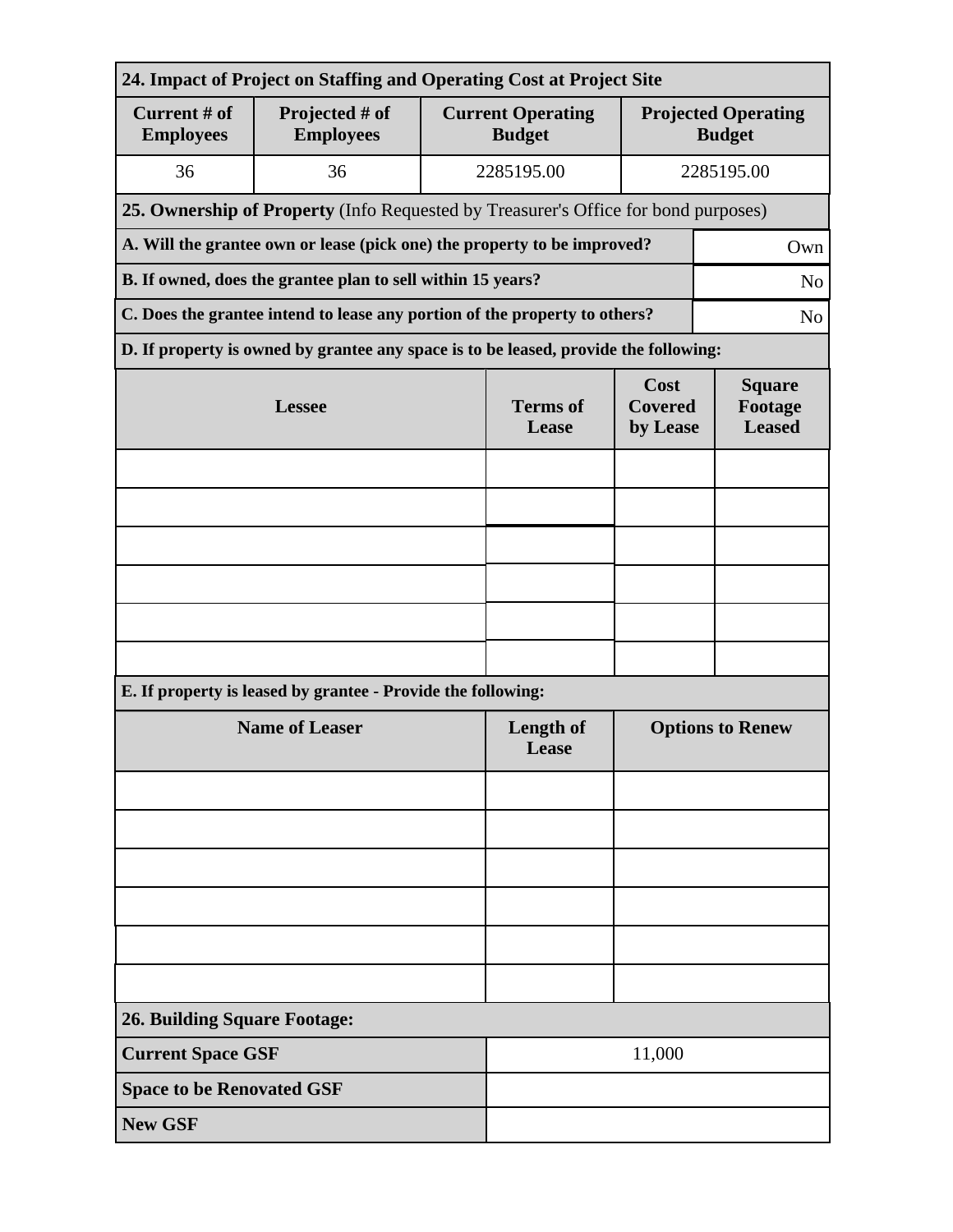## 24. Impact of Project on Staffing and Operating Cost at Project Site

| Current # of Employees | Projected # of Employees | Current Operating Budget | Projected Operating Budget |
|---|---|---|---|
| 36 | 36 | 2285195.00 | 2285195.00 |

## 25. Ownership of Property (Info Requested by Treasurer's Office for bond purposes)

| | |
|---|---|
| **A. Will the grantee own or lease (pick one) the property to be improved?** | Own |
| **B. If owned, does the grantee plan to sell within 15 years?** | No |
| **C. Does the grantee intend to lease any portion of the property to others?** | No |

**D. If property is owned by grantee any space is to be leased, provide the following:**

| Lessee | Terms of Lease | Cost Covered by Lease | Square Footage Leased |
|---|---|---|---|
| | | | |
| | | | |
| | | | |
| | | | |
| | | | |
| | | | |

**E. If property is leased by grantee - Provide the following:**

| Name of Leaser | Length of Lease | Options to Renew |
|---|---|---|
| | | |
| | | |
| | | |
| | | |
| | | |
| | | |

## 26. Building Square Footage:

| | |
|---|---|
| **Current Space GSF** | 11,000 |
| **Space to be Renovated GSF** | |
| **New GSF** | |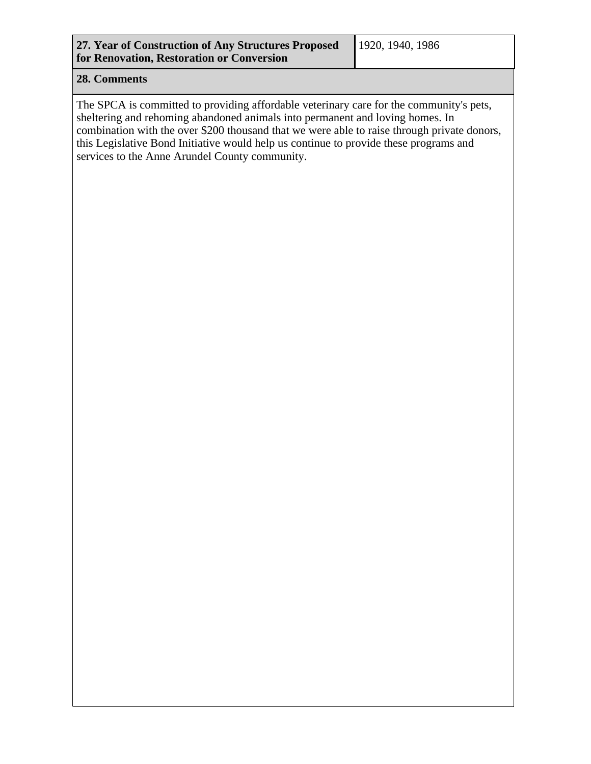| | |
|---|---|
| **27. Year of Construction of Any Structures Proposed for Renovation, Restoration or Conversion** | 1920, 1940, 1986 |

**28. Comments**

The SPCA is committed to providing affordable veterinary care for the community's pets, sheltering and rehoming abandoned animals into permanent and loving homes. In combination with the over $200 thousand that we were able to raise through private donors, this Legislative Bond Initiative would help us continue to provide these programs and services to the Anne Arundel County community.